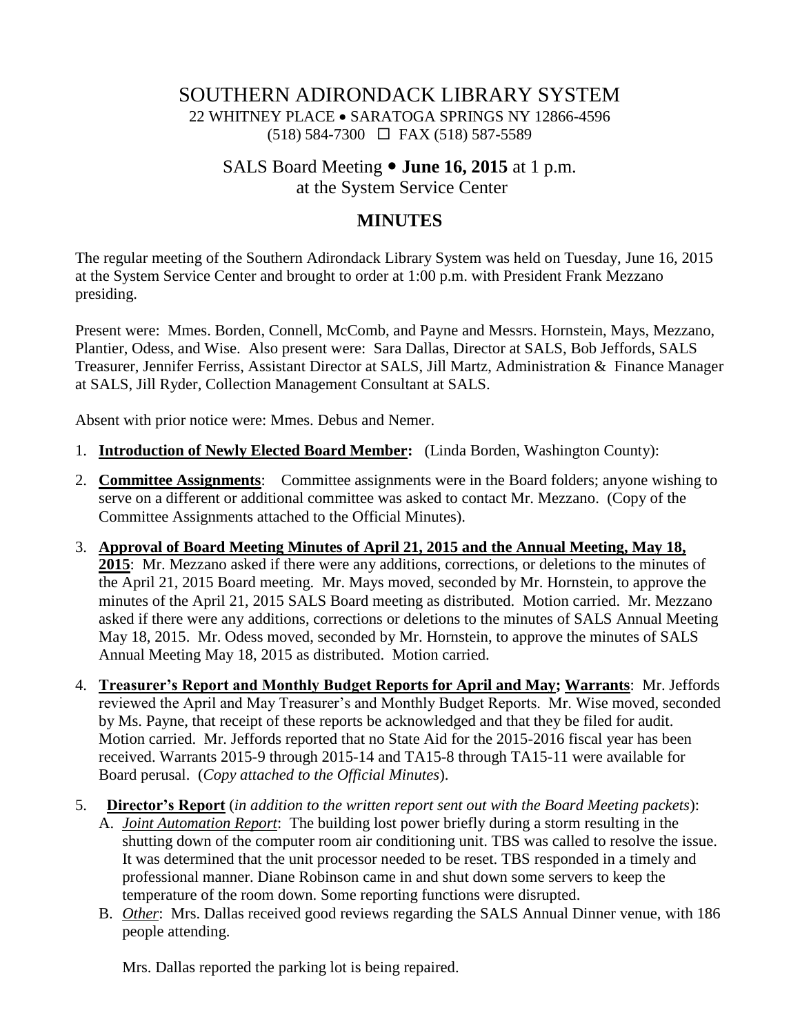# SOUTHERN ADIRONDACK LIBRARY SYSTEM

22 WHITNEY PLACE • SARATOGA SPRINGS NY 12866-4596
(518) 584-7300 ☐ FAX (518) 587-5589

SALS Board Meeting • **June 16, 2015** at 1 p.m.
at the System Service Center

## MINUTES

The regular meeting of the Southern Adirondack Library System was held on Tuesday, June 16, 2015 at the System Service Center and brought to order at 1:00 p.m. with President Frank Mezzano presiding.

Present were: Mmes. Borden, Connell, McComb, and Payne and Messrs. Hornstein, Mays, Mezzano, Plantier, Odess, and Wise. Also present were: Sara Dallas, Director at SALS, Bob Jeffords, SALS Treasurer, Jennifer Ferriss, Assistant Director at SALS, Jill Martz, Administration & Finance Manager at SALS, Jill Ryder, Collection Management Consultant at SALS.

Absent with prior notice were: Mmes. Debus and Nemer.

1. **Introduction of Newly Elected Board Member:** (Linda Borden, Washington County):

2. **Committee Assignments**: Committee assignments were in the Board folders; anyone wishing to serve on a different or additional committee was asked to contact Mr. Mezzano. (Copy of the Committee Assignments attached to the Official Minutes).

3. **Approval of Board Meeting Minutes of April 21, 2015 and the Annual Meeting, May 18, 2015**: Mr. Mezzano asked if there were any additions, corrections, or deletions to the minutes of the April 21, 2015 Board meeting. Mr. Mays moved, seconded by Mr. Hornstein, to approve the minutes of the April 21, 2015 SALS Board meeting as distributed. Motion carried. Mr. Mezzano asked if there were any additions, corrections or deletions to the minutes of SALS Annual Meeting May 18, 2015. Mr. Odess moved, seconded by Mr. Hornstein, to approve the minutes of SALS Annual Meeting May 18, 2015 as distributed. Motion carried.

4. **Treasurer's Report and Monthly Budget Reports for April and May; Warrants**: Mr. Jeffords reviewed the April and May Treasurer's and Monthly Budget Reports. Mr. Wise moved, seconded by Ms. Payne, that receipt of these reports be acknowledged and that they be filed for audit. Motion carried. Mr. Jeffords reported that no State Aid for the 2015-2016 fiscal year has been received. Warrants 2015-9 through 2015-14 and TA15-8 through TA15-11 were available for Board perusal. (*Copy attached to the Official Minutes*).

5. **Director's Report** (*in addition to the written report sent out with the Board Meeting packets*):
   A. *Joint Automation Report*: The building lost power briefly during a storm resulting in the shutting down of the computer room air conditioning unit. TBS was called to resolve the issue. It was determined that the unit processor needed to be reset. TBS responded in a timely and professional manner. Diane Robinson came in and shut down some servers to keep the temperature of the room down. Some reporting functions were disrupted.
   B. *Other*: Mrs. Dallas received good reviews regarding the SALS Annual Dinner venue, with 186 people attending.

      Mrs. Dallas reported the parking lot is being repaired.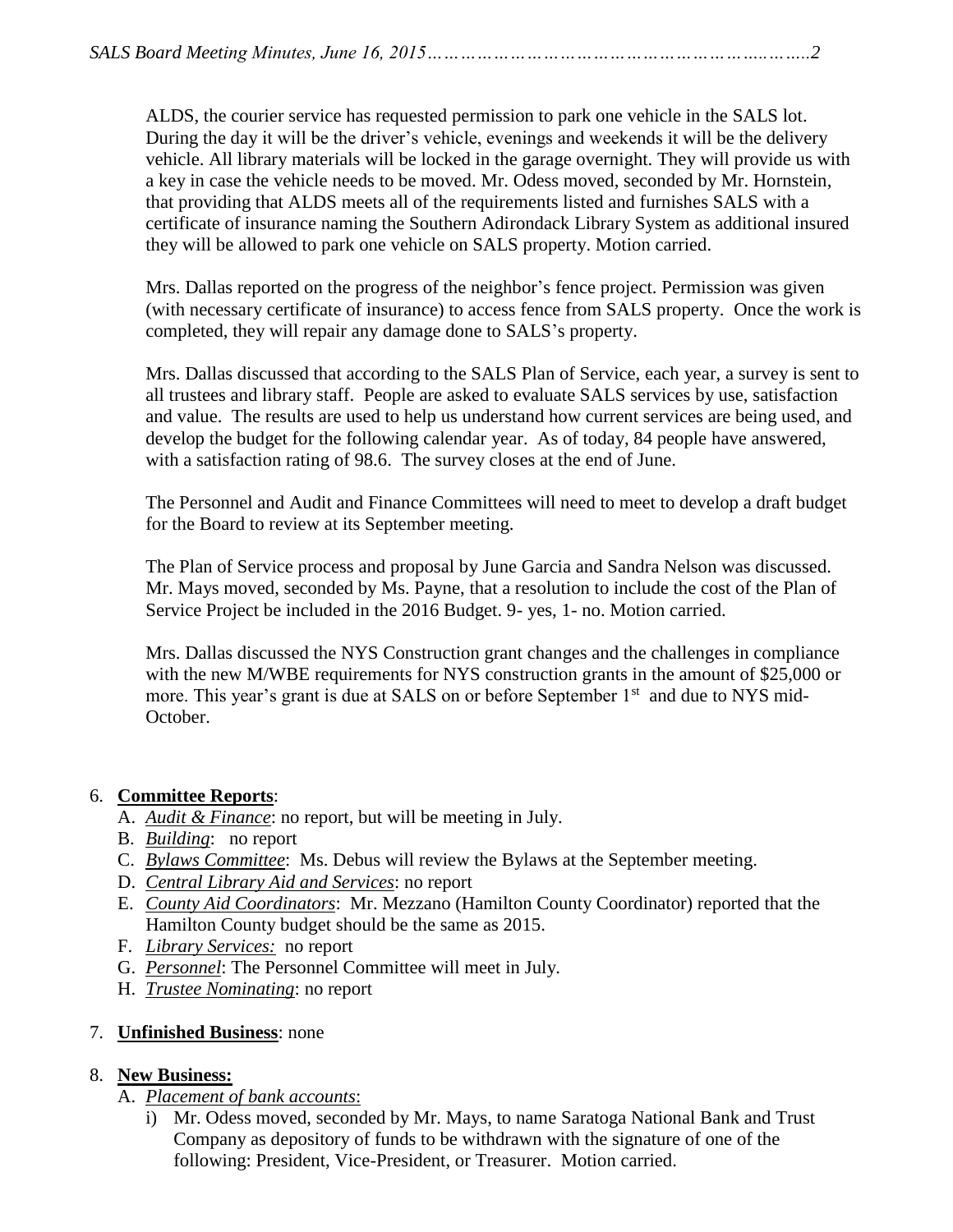ALDS, the courier service has requested permission to park one vehicle in the SALS lot. During the day it will be the driver's vehicle, evenings and weekends it will be the delivery vehicle. All library materials will be locked in the garage overnight. They will provide us with a key in case the vehicle needs to be moved. Mr. Odess moved, seconded by Mr. Hornstein, that providing that ALDS meets all of the requirements listed and furnishes SALS with a certificate of insurance naming the Southern Adirondack Library System as additional insured they will be allowed to park one vehicle on SALS property. Motion carried.

Mrs. Dallas reported on the progress of the neighbor's fence project. Permission was given (with necessary certificate of insurance) to access fence from SALS property. Once the work is completed, they will repair any damage done to SALS's property.

Mrs. Dallas discussed that according to the SALS Plan of Service, each year, a survey is sent to all trustees and library staff. People are asked to evaluate SALS services by use, satisfaction and value. The results are used to help us understand how current services are being used, and develop the budget for the following calendar year. As of today, 84 people have answered, with a satisfaction rating of 98.6. The survey closes at the end of June.

The Personnel and Audit and Finance Committees will need to meet to develop a draft budget for the Board to review at its September meeting.

The Plan of Service process and proposal by June Garcia and Sandra Nelson was discussed. Mr. Mays moved, seconded by Ms. Payne, that a resolution to include the cost of the Plan of Service Project be included in the 2016 Budget. 9- yes, 1- no. Motion carried.

Mrs. Dallas discussed the NYS Construction grant changes and the challenges in compliance with the new M/WBE requirements for NYS construction grants in the amount of $25,000 or more. This year's grant is due at SALS on or before September 1st and due to NYS mid-October.

6. **Committee Reports**:
   A. *Audit & Finance*: no report, but will be meeting in July.
   B. *Building*: no report
   C. *Bylaws Committee*: Ms. Debus will review the Bylaws at the September meeting.
   D. *Central Library Aid and Services*: no report
   E. *County Aid Coordinators*: Mr. Mezzano (Hamilton County Coordinator) reported that the Hamilton County budget should be the same as 2015.
   F. *Library Services:* no report
   G. *Personnel*: The Personnel Committee will meet in July.
   H. *Trustee Nominating*: no report

7. **Unfinished Business**: none

8. **New Business:**
   A. *Placement of bank accounts*:
      i) Mr. Odess moved, seconded by Mr. Mays, to name Saratoga National Bank and Trust Company as depository of funds to be withdrawn with the signature of one of the following: President, Vice-President, or Treasurer. Motion carried.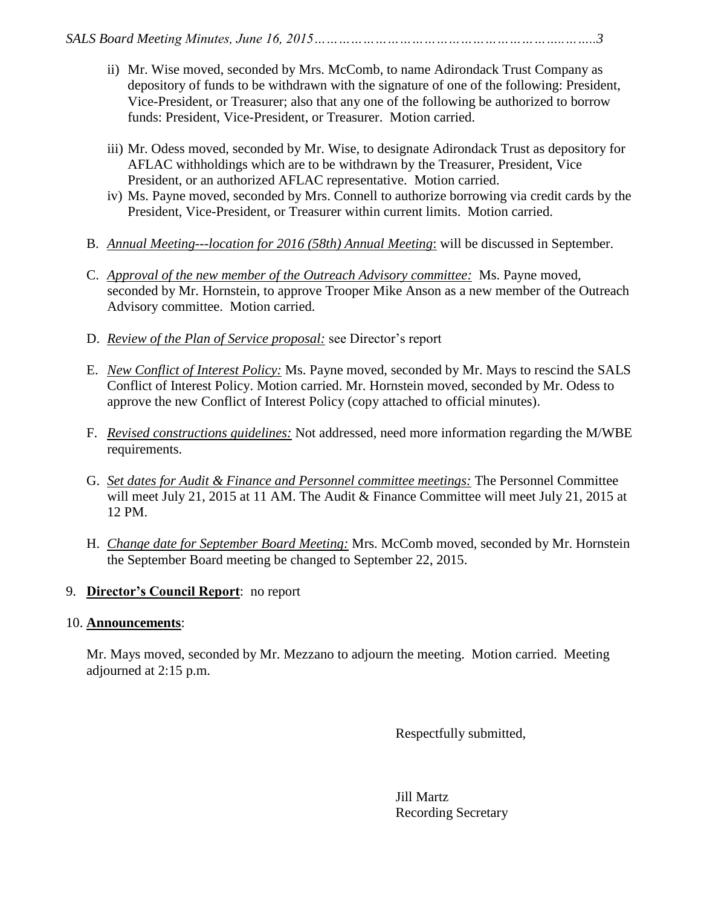ii) Mr. Wise moved, seconded by Mrs. McComb, to name Adirondack Trust Company as depository of funds to be withdrawn with the signature of one of the following: President, Vice-President, or Treasurer; also that any one of the following be authorized to borrow funds: President, Vice-President, or Treasurer. Motion carried.

iii) Mr. Odess moved, seconded by Mr. Wise, to designate Adirondack Trust as depository for AFLAC withholdings which are to be withdrawn by the Treasurer, President, Vice President, or an authorized AFLAC representative. Motion carried.

iv) Ms. Payne moved, seconded by Mrs. Connell to authorize borrowing via credit cards by the President, Vice-President, or Treasurer within current limits. Motion carried.

B. *Annual Meeting---location for 2016 (58th) Annual Meeting*: will be discussed in September.

C. *Approval of the new member of the Outreach Advisory committee:* Ms. Payne moved, seconded by Mr. Hornstein, to approve Trooper Mike Anson as a new member of the Outreach Advisory committee. Motion carried.

D. *Review of the Plan of Service proposal:* see Director's report

E. *New Conflict of Interest Policy:* Ms. Payne moved, seconded by Mr. Mays to rescind the SALS Conflict of Interest Policy. Motion carried. Mr. Hornstein moved, seconded by Mr. Odess to approve the new Conflict of Interest Policy (copy attached to official minutes).

F. *Revised constructions guidelines:* Not addressed, need more information regarding the M/WBE requirements.

G. *Set dates for Audit & Finance and Personnel committee meetings:* The Personnel Committee will meet July 21, 2015 at 11 AM. The Audit & Finance Committee will meet July 21, 2015 at 12 PM.

H. *Change date for September Board Meeting:* Mrs. McComb moved, seconded by Mr. Hornstein the September Board meeting be changed to September 22, 2015.

9. **Director's Council Report**: no report

10. **Announcements**:

Mr. Mays moved, seconded by Mr. Mezzano to adjourn the meeting. Motion carried. Meeting adjourned at 2:15 p.m.

Respectfully submitted,

Jill Martz
Recording Secretary